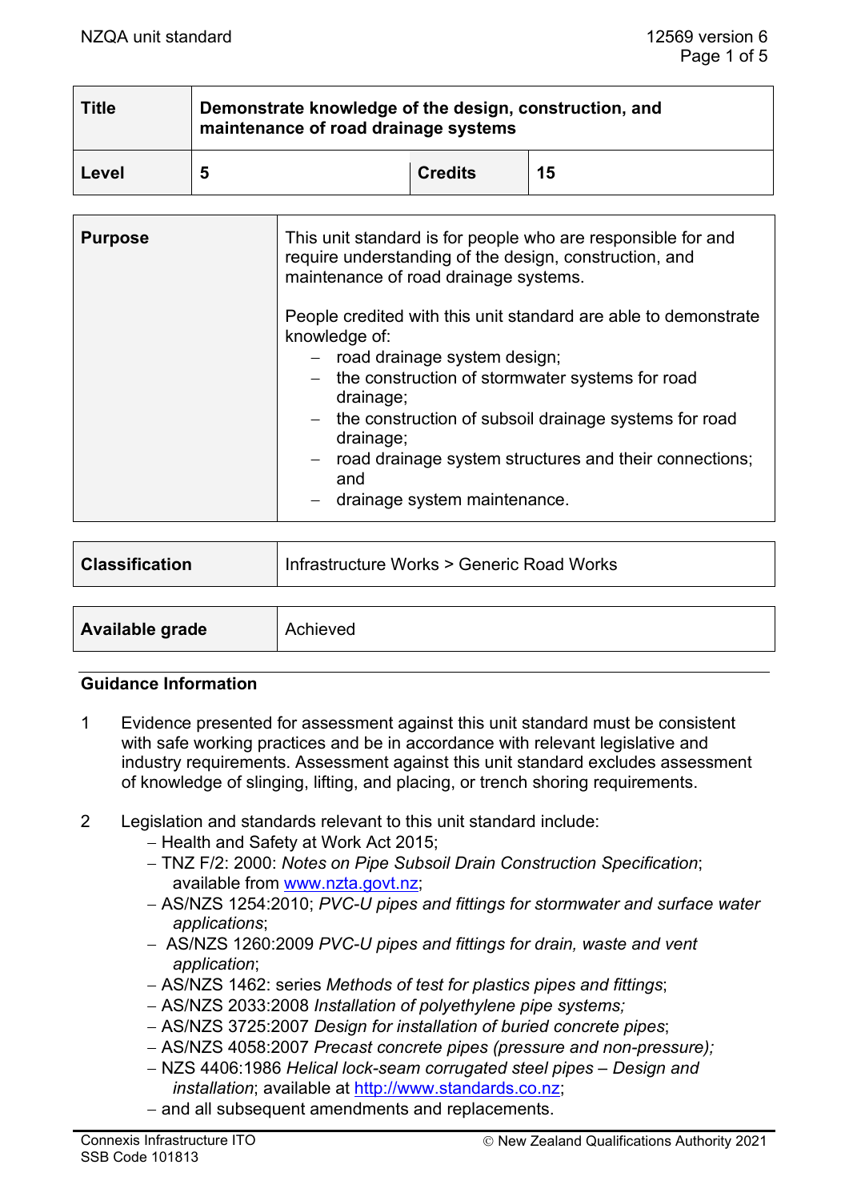| Title | Demonstrate knowledge of the design, construction, and maintenance of road drainage systems | | |
|---|---|---|---|
| Level | 5 | Credits | 15 |

| Purpose | This unit standard is for people who are responsible for and require understanding of the design, construction, and maintenance of road drainage systems.<br><br>People credited with this unit standard are able to demonstrate knowledge of:<br>– road drainage system design;<br>– the construction of stormwater systems for road drainage;<br>– the construction of subsoil drainage systems for road drainage;<br>– road drainage system structures and their connections; and<br>– drainage system maintenance. |
|---|---|

| Classification | Infrastructure Works > Generic Road Works |
|---|---|

| Available grade | Achieved |
|---|---|

## Guidance Information

1 Evidence presented for assessment against this unit standard must be consistent with safe working practices and be in accordance with relevant legislative and industry requirements. Assessment against this unit standard excludes assessment of knowledge of slinging, lifting, and placing, or trench shoring requirements.

2 Legislation and standards relevant to this unit standard include:
   - Health and Safety at Work Act 2015;
   - TNZ F/2: 2000: *Notes on Pipe Subsoil Drain Construction Specification*; available from www.nzta.govt.nz;
   - AS/NZS 1254:2010; *PVC-U pipes and fittings for stormwater and surface water applications*;
   - AS/NZS 1260:2009 *PVC-U pipes and fittings for drain, waste and vent application*;
   - AS/NZS 1462: series *Methods of test for plastics pipes and fittings*;
   - AS/NZS 2033:2008 *Installation of polyethylene pipe systems;*
   - AS/NZS 3725:2007 *Design for installation of buried concrete pipes*;
   - AS/NZS 4058:2007 *Precast concrete pipes (pressure and non-pressure);*
   - NZS 4406:1986 *Helical lock-seam corrugated steel pipes – Design and installation*; available at http://www.standards.co.nz;
   - and all subsequent amendments and replacements.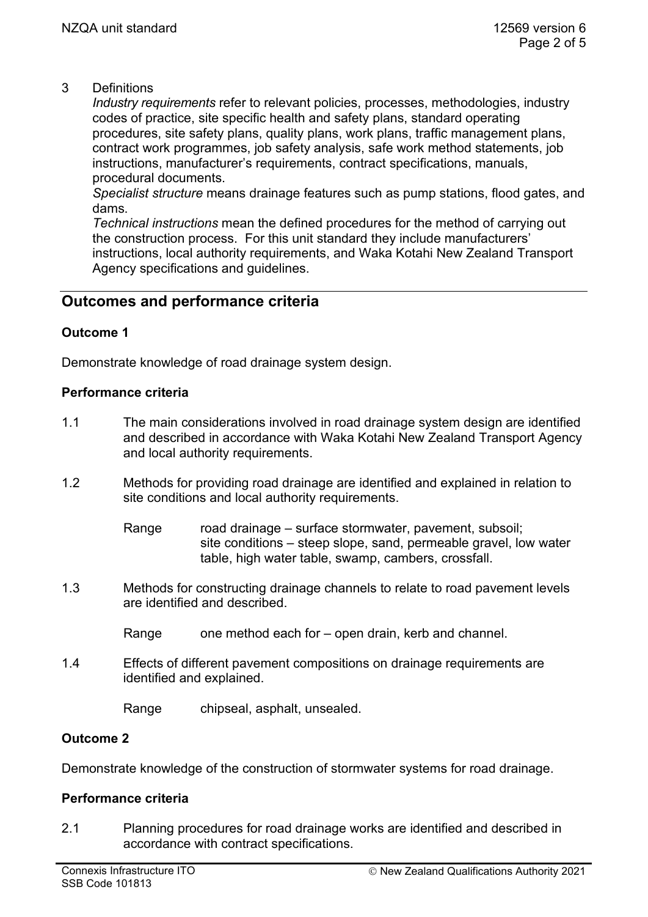3 Definitions

*Industry requirements* refer to relevant policies, processes, methodologies, industry codes of practice, site specific health and safety plans, standard operating procedures, site safety plans, quality plans, work plans, traffic management plans, contract work programmes, job safety analysis, safe work method statements, job instructions, manufacturer's requirements, contract specifications, manuals, procedural documents.

*Specialist structure* means drainage features such as pump stations, flood gates, and dams.

*Technical instructions* mean the defined procedures for the method of carrying out the construction process. For this unit standard they include manufacturers' instructions, local authority requirements, and Waka Kotahi New Zealand Transport Agency specifications and guidelines.

## Outcomes and performance criteria

### Outcome 1

Demonstrate knowledge of road drainage system design.

#### Performance criteria

1.1 The main considerations involved in road drainage system design are identified and described in accordance with Waka Kotahi New Zealand Transport Agency and local authority requirements.

1.2 Methods for providing road drainage are identified and explained in relation to site conditions and local authority requirements.

Range road drainage – surface stormwater, pavement, subsoil;
site conditions – steep slope, sand, permeable gravel, low water table, high water table, swamp, cambers, crossfall.

1.3 Methods for constructing drainage channels to relate to road pavement levels are identified and described.

Range one method each for – open drain, kerb and channel.

1.4 Effects of different pavement compositions on drainage requirements are identified and explained.

Range chipseal, asphalt, unsealed.

### Outcome 2

Demonstrate knowledge of the construction of stormwater systems for road drainage.

#### Performance criteria

2.1 Planning procedures for road drainage works are identified and described in accordance with contract specifications.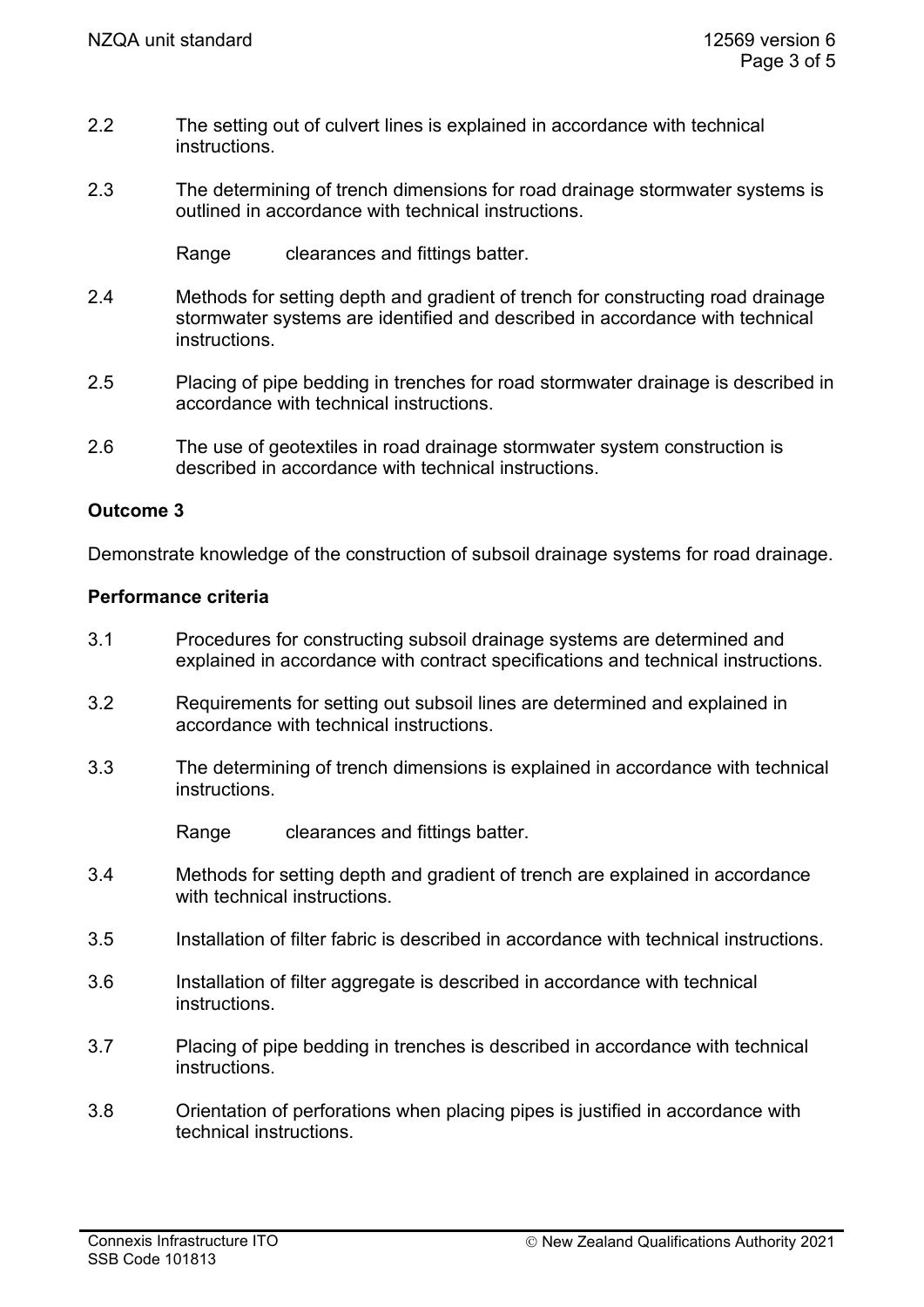2.2 The setting out of culvert lines is explained in accordance with technical instructions.

2.3 The determining of trench dimensions for road drainage stormwater systems is outlined in accordance with technical instructions.

Range clearances and fittings batter.

2.4 Methods for setting depth and gradient of trench for constructing road drainage stormwater systems are identified and described in accordance with technical instructions.

2.5 Placing of pipe bedding in trenches for road stormwater drainage is described in accordance with technical instructions.

2.6 The use of geotextiles in road drainage stormwater system construction is described in accordance with technical instructions.

**Outcome 3**

Demonstrate knowledge of the construction of subsoil drainage systems for road drainage.

**Performance criteria**

3.1 Procedures for constructing subsoil drainage systems are determined and explained in accordance with contract specifications and technical instructions.

3.2 Requirements for setting out subsoil lines are determined and explained in accordance with technical instructions.

3.3 The determining of trench dimensions is explained in accordance with technical instructions.

Range clearances and fittings batter.

3.4 Methods for setting depth and gradient of trench are explained in accordance with technical instructions.

3.5 Installation of filter fabric is described in accordance with technical instructions.

3.6 Installation of filter aggregate is described in accordance with technical instructions.

3.7 Placing of pipe bedding in trenches is described in accordance with technical instructions.

3.8 Orientation of perforations when placing pipes is justified in accordance with technical instructions.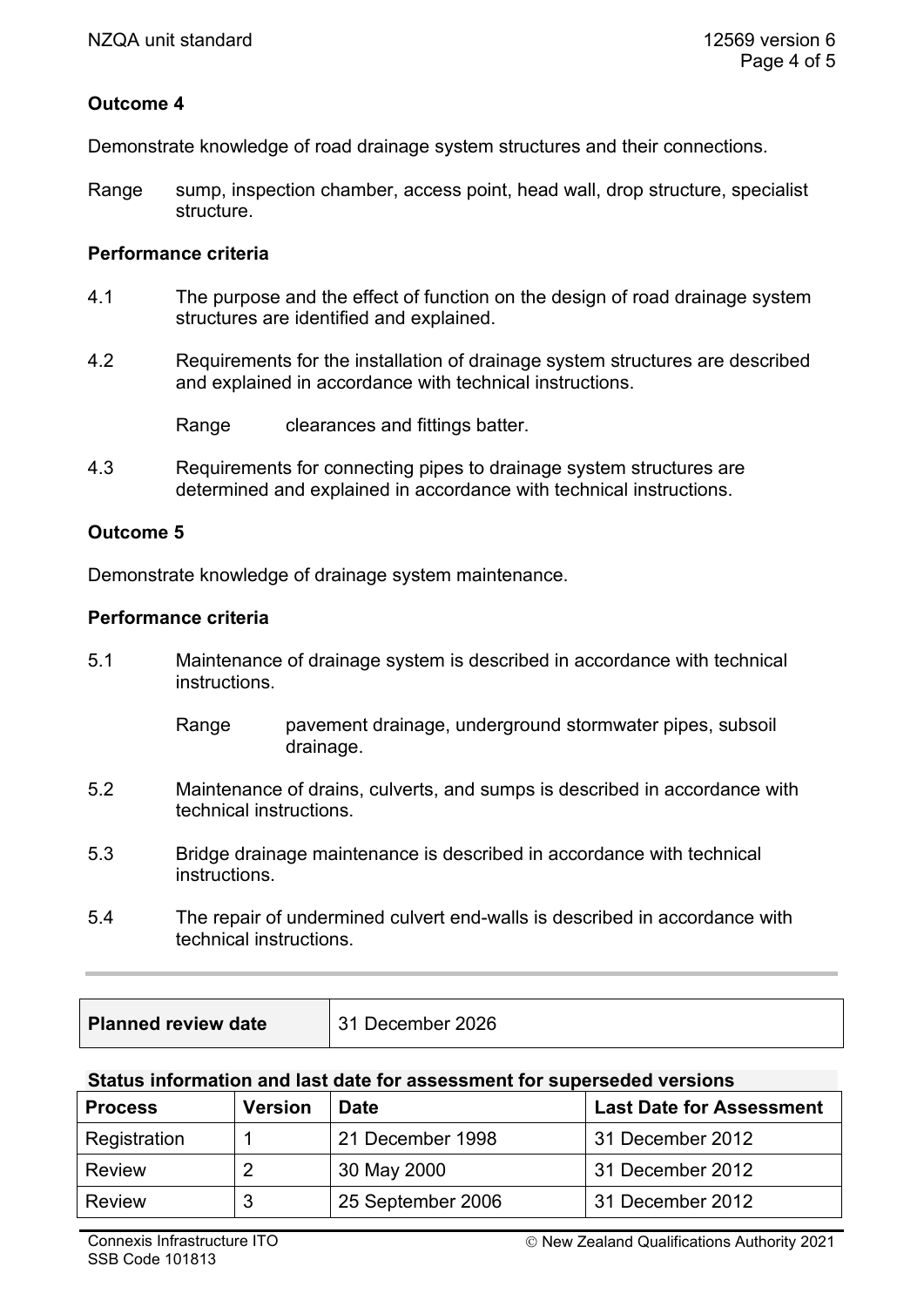**Outcome 4**

Demonstrate knowledge of road drainage system structures and their connections.

Range sump, inspection chamber, access point, head wall, drop structure, specialist structure.

**Performance criteria**

4.1 The purpose and the effect of function on the design of road drainage system structures are identified and explained.

4.2 Requirements for the installation of drainage system structures are described and explained in accordance with technical instructions.

Range clearances and fittings batter.

4.3 Requirements for connecting pipes to drainage system structures are determined and explained in accordance with technical instructions.

**Outcome 5**

Demonstrate knowledge of drainage system maintenance.

**Performance criteria**

5.1 Maintenance of drainage system is described in accordance with technical instructions.

Range pavement drainage, underground stormwater pipes, subsoil drainage.

5.2 Maintenance of drains, culverts, and sumps is described in accordance with technical instructions.

5.3 Bridge drainage maintenance is described in accordance with technical instructions.

5.4 The repair of undermined culvert end-walls is described in accordance with technical instructions.

| **Planned review date** | 31 December 2026 |
|---|---|

**Status information and last date for assessment for superseded versions**

| Process | Version | Date | Last Date for Assessment |
|---|---|---|---|
| Registration | 1 | 21 December 1998 | 31 December 2012 |
| Review | 2 | 30 May 2000 | 31 December 2012 |
| Review | 3 | 25 September 2006 | 31 December 2012 |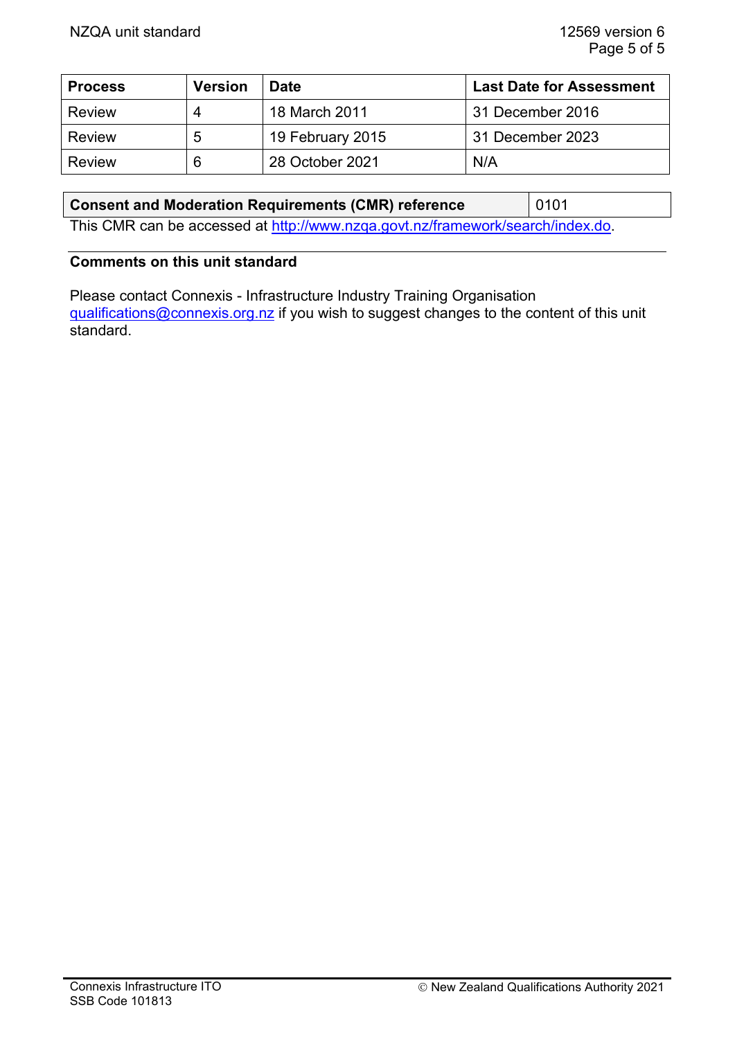| Process | Version | Date | Last Date for Assessment |
|---|---|---|---|
| Review | 4 | 18 March 2011 | 31 December 2016 |
| Review | 5 | 19 February 2015 | 31 December 2023 |
| Review | 6 | 28 October 2021 | N/A |

| **Consent and Moderation Requirements (CMR) reference** | 0101 |
|---|---|

This CMR can be accessed at http://www.nzqa.govt.nz/framework/search/index.do.

**Comments on this unit standard**

Please contact Connexis - Infrastructure Industry Training Organisation qualifications@connexis.org.nz if you wish to suggest changes to the content of this unit standard.